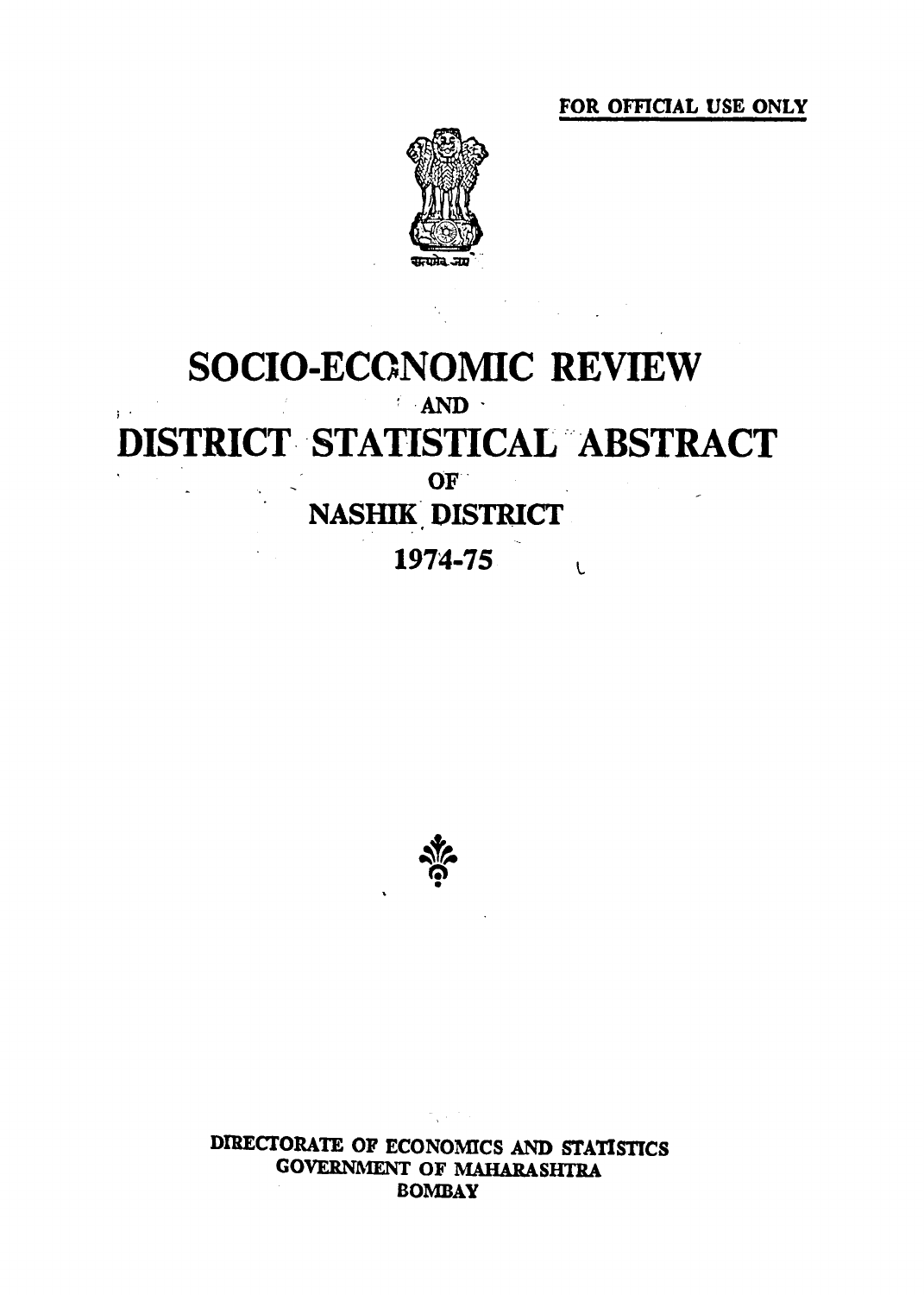FOR OFFICIAL USE ONLY

# SOCIO-ECONOMIC REVIEW

AND

# DISTRICT STATISTICAL ABSTRACT

OF

## NASHIK DISTRICT

## 1974-75

DIRECTORATE OF ECONOMICS AND STATISTICS
GOVERNMENT OF MAHARASHTRA
BOMBAY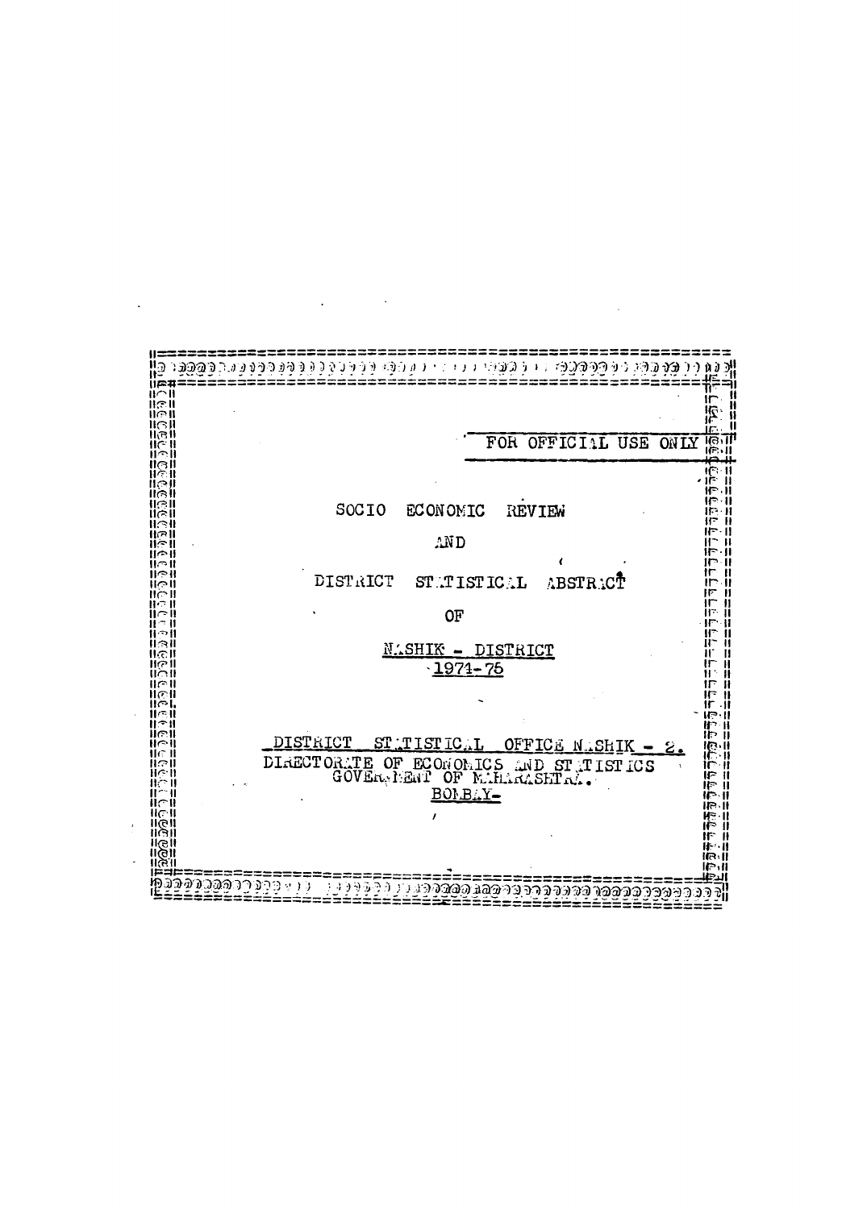FOR OFFICIAL USE ONLY

# SOCIO ECONOMIC REVIEW

# AND

# DISTRICT STATISTICAL ABSTRACT

# OF

# NASHIK - DISTRICT

# 1974-75

DISTRICT STATISTICAL OFFICE NASHIK - 2.

DIRECTORATE OF ECONOMICS AND STATISTICS
GOVERNMENT OF MAHARASHTRA.

BOMBAY-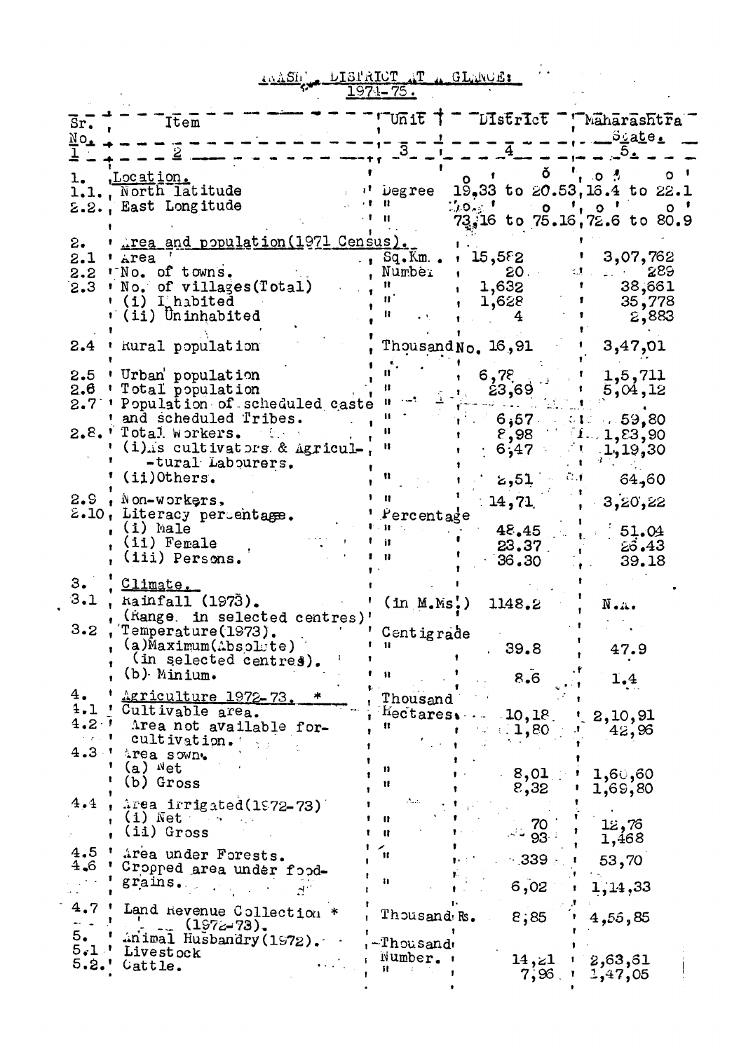# NASHIK DISTRICT AT A GLANCE: 1974-75.

| Sr. No. | Item | Unit | District | Maharashtra State. |
|---|---|---|---|---|
| 1 | 2 | 3 | 4 | 5. |
| 1. | Location. | | | |
| 1.1. | North latitude | Degree | 19°.33 to 20°.53 | 16°.4 to 22°.1 |
| 2.2. | East Longitude | " | 73°.16 to 75°.16 | 72°.6 to 80°.9 |
| 2. | Area and population (1971 Census). | | | |
| 2.1 | Area | Sq.Km. | 15,582 | 3,07,762 |
| 2.2 | No. of towns. | Number | 20 | 289 |
| 2.3 | No. of villages (Total) | " | 1,632 | 38,661 |
| | (i) Inhabited | " | 1,628 | 35,778 |
| | (ii) Uninhabited | " | 4 | 2,883 |
| 2.4 | Rural population | Thousand No. | 16,91 | 3,47,01 |
| 2.5 | Urban population | " | 6,78 | 1,5,711 |
| 2.6 | Total population | " | 23,69 | 5,04,12 |
| 2.7 | Population of scheduled caste and scheduled Tribes. | " | 6,57 | 59,80 |
| 2.8. | Total workers. | " | 8,98 | 1,83,90 |
| | (i) As cultivators & Agricultural Labourers. | " | 6,47 | 1,19,30 |
| | (ii) Others. | " | 2,51 | 64,60 |
| 2.9 | Non-workers. | " | 14,71 | 3,20,22 |
| 2.10 | Literacy percentage. | Percentage | | |
| | (i) Male | " | 48.45 | 51.04 |
| | (ii) Female | " | 23.37 | 26.43 |
| | (iii) Persons. | " | 36.30 | 39.18 |
| 3. | Climate. | | | |
| 3.1 | Rainfall (1973). (Range in selected centres) | (in M.Ms.) | 1148.2 | N.A. |
| 3.2 | Temperature (1973). | Centigrade | | |
| | (a) Maximum (Absolute) (in selected centres). | " | 39.8 | 47.9 |
| | (b) Minium. | " | 8.6 | 1.4 |
| 4. | Agriculture 1972-73. * | Thousand | | |
| 4.1 | Cultivable area. | Hectares. | 10,18 | 2,10,91 |
| 4.2 | Area not available for cultivation. | " | 1,80 | 42,96 |
| 4.3 | Area sown. | | | |
| | (a) Net | " | 8,01 | 1,60,60 |
| | (b) Gross | " | 8,32 | 1,69,80 |
| 4.4 | Area irrigated (1972-73) | | | |
| | (i) Net | " | 70 | 12,76 |
| | (ii) Gross | " | 93 | 1,468 |
| 4.5 | Area under Forests. | " | 339 | 53,70 |
| 4.6 | Cropped area under foodgrains. | " | 6,02 | 1,14,33 |
| 4.7 | Land Revenue Collection * (1972-73). | Thousand Rs. | 8,85 | 4,55,85 |
| 5. | Animal Husbandry (1972). | Thousand | | |
| 5.1 | Livestock | Number. | 14,21 | 2,63,61 |
| 5.2. | Cattle. | " | 7,96 | 1,47,05 |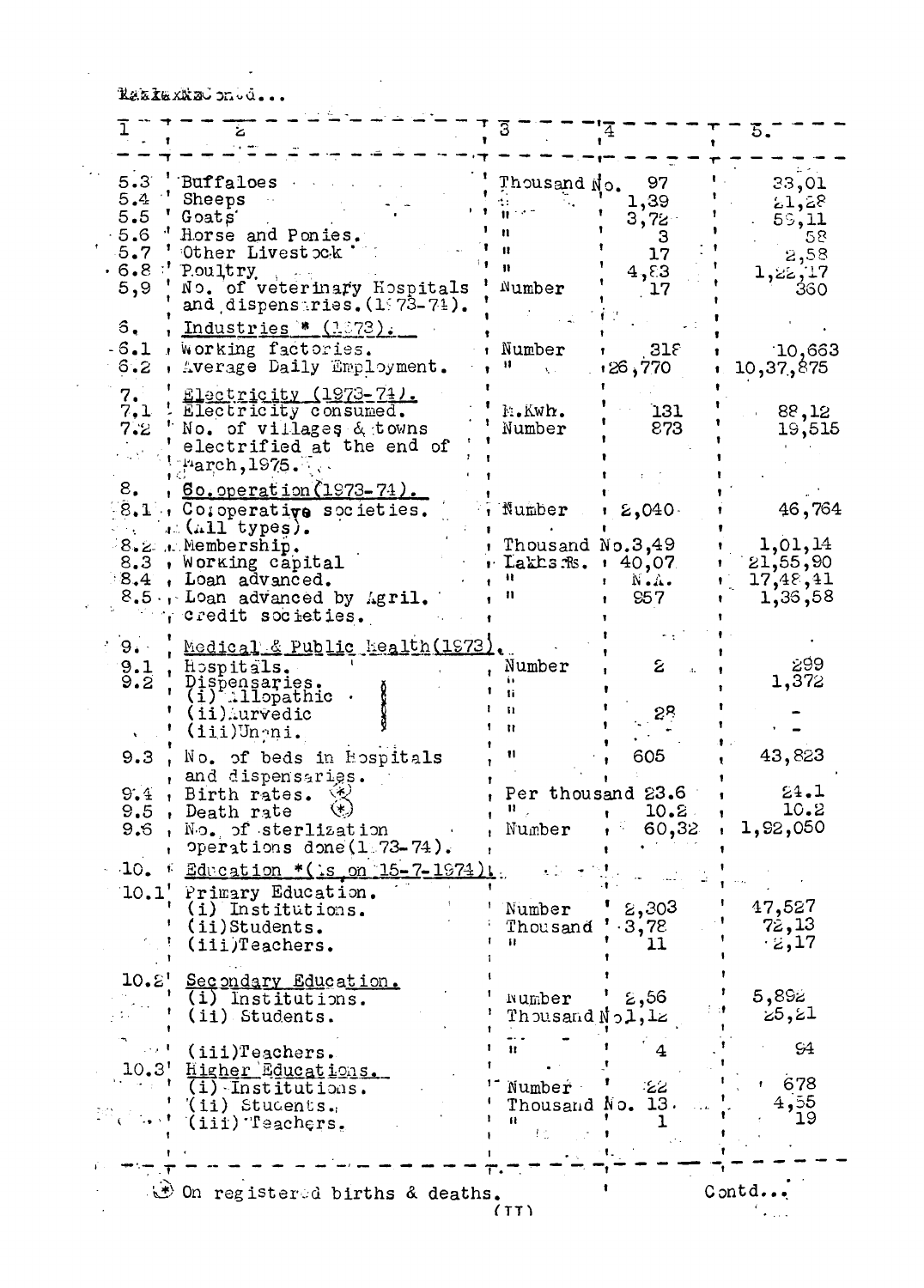Contd...

| 1 | 2 | 3 | 4 | 5 |
|---|---|---|---|---|
| 5.3 | Buffaloes | Thousand No. | 97 | 23,01 |
| 5.4 | Sheeps | " | 1,39 | 21,28 |
| 5.5 | Goats | " | 3,72 | 59,11 |
| 5.6 | Horse and Ponies. | " | 3 | 58 |
| 5.7 | Other Livestock | " | 17 | 2,58 |
| 6.8 | Poultry | " | 4,83 | 1,22,17 |
| 5,9 | No. of veterinary Hospitals and dispensaries. (1973-74). | Number | 17 | 360 |
| 6. | Industries * (1973). | | | |
| 6.1 | Working factories. | Number | 318 | 10,663 |
| 6.2 | Average Daily Employment. | " | 26,770 | 10,37,875 |
| 7. | Electricity (1973-74). | | | |
| 7.1 | Electricity consumed. | M.Kwh. | 131 | 88,12 |
| 7.2 | No. of villages & towns electrified at the end of March,1975. | Number | 873 | 19,515 |
| 8. | Co.operation (1973-74). | | | |
| 8.1 | Co-operative societies. (All types). | Number | 2,040 | 46,764 |
| 8.2 | Membership. | Thousand No. | 3,49 | 1,01,14 |
| 8.3 | Working capital | Lakhs Rs. | 40,07 | 21,55,90 |
| 8.4 | Loan advanced. | " | N.A. | 17,48,41 |
| 8.5 | Loan advanced by Agril. credit societies. | " | 957 | 1,36,58 |
| 9. | Medical & Public Health (1973). | | | |
| 9.1 | Hospitals. | Number | 2 | 299 |
| 9.2 | Dispensaries. (i) Allopathic | " | | 1,372 |
| | (ii) Aurvedic | " | 28 | - |
| | (iii) Unani. | " | | - |
| 9.3 | No. of beds in Hospitals and dispensaries. | " | 605 | 43,823 |
| 9.4 | Birth rates. (*) | Per thousand | 23.6 | 24.1 |
| 9.5 | Death rate (*) | " | 10.2 | 10.2 |
| 9.6 | No. of sterlization operations done (1973-74). | Number | 60,32 | 1,92,050 |
| 10. | Education * (As on 15-7-1974) | | | |
| 10.1 | Primary Education. | | | |
| | (i) Institutions. | Number | 2,303 | 47,527 |
| | (ii) Students. | Thousand | 3,78 | 72,13 |
| | (iii) Teachers. | " | 11 | 2,17 |
| 10.2 | Secondary Education. | | | |
| | (i) Institutions. | Number | 2,56 | 5,892 |
| | (ii) Students. | Thousand No. | 1,12 | 25,21 |
| | (iii) Teachers. | " | 4 | 94 |
| 10.3 | Higher Educations. | | | |
| | (i) Institutions. | Number | 22 | 678 |
| | (ii) Students. | Thousand No. | 13. | 4,55 |
| | (iii) Teachers. | " | 1 | 19 |

(*) On registered births & deaths.

Contd...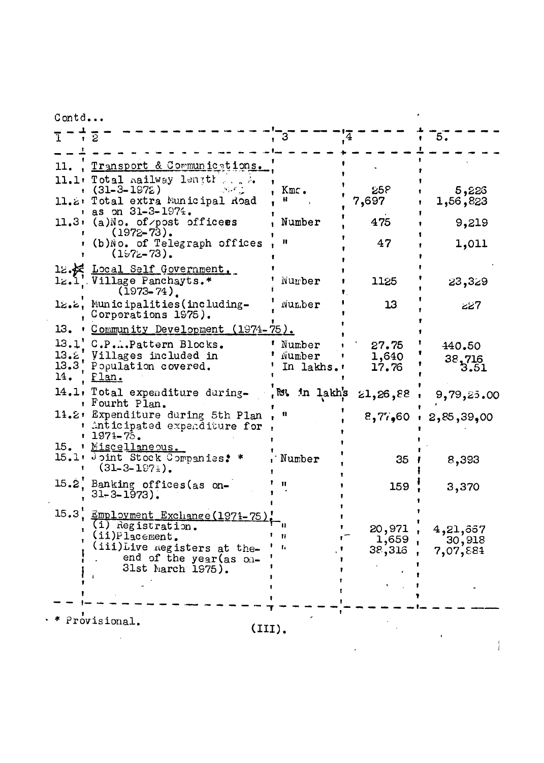Contd...

| 1 | 2 | 3 | 4 | 5. |
|---|---|---|---|---|
| 11. | Transport & Communications. | | | |
| 11.1 | Total Railway length (31-3-1972) | Kms. | 258 | 5,226 |
| 11.2 | Total extra Municipal Road as on 31-3-1974. | " | 7,697 | 1,56,823 |
| 11.3 | (a) No. of post offices (1972-73). | Number | 475 | 9,219 |
| | (b) No. of Telegraph offices (1972-73). | " | 47 | 1,011 |
| 12. | Local Self Government. | | | |
| 12.1 | Village Panchayts.* (1973-74). | Number | 1125 | 23,329 |
| 12.2 | Municipalities (including Corporations 1975). | Number | 13 | 227 |
| 13. | Community Development (1974-75). | | | |
| 13.1 | C.P.A. Pattern Blocks. | Number | 27.75 | 440.50 |
| 13.2 | Villages included in | Number | 1,640 | 38,716 |
| 13.3 | Population covered. | In lakhs. | 17.76 | 3.51 |
| 14. | Plan. | | | |
| 14.1 | Total expenditure during Fourht Plan. | Rs. in lakh's | 21,26,88 | 9,79,23.00 |
| 14.2 | Expenditure during 5th Plan Anticipated expenditure for 1974-75. | " | 8,77,60 | 2,85,39,00 |
| 15. | Miscellaneous. | | | |
| 15.1 | Joint Stock Companies* * (31-3-1974). | Number | 35 | 8,393 |
| 15.2 | Banking offices (as on 31-3-1973). | " | 159 | 3,370 |
| 15.3 | Employment Exchange (1974-75) | | | |
| | (i) Registration. | " | 20,971 | 4,21,667 |
| | (ii) Placement. | " | 1,659 | 30,918 |
| | (iii) Live Registers at the end of the year (as on 31st March 1975). | " | 38,316 | 7,07,884 |

\* Provisional.

(III).